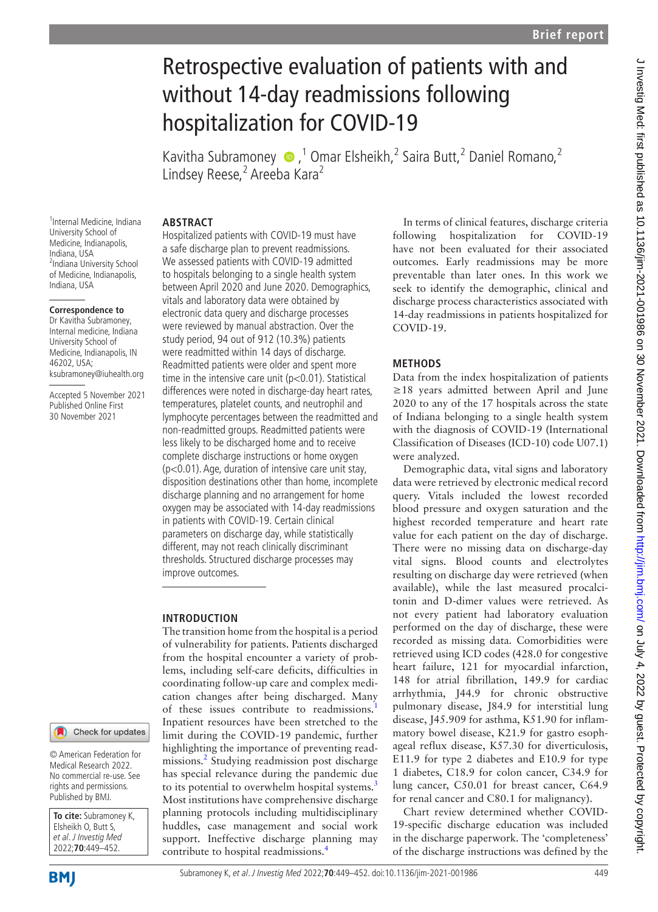Brief report

# Retrospective evaluation of patients with and without 14-day readmissions following hospitalization for COVID-19

Kavitha Subramoney,[1] Omar Elsheikh,[2] Saira Butt,[2] Daniel Romano,[2] Lindsey Reese,[2] Areeba Kara[2]

[1]Internal Medicine, Indiana University School of Medicine, Indianapolis, Indiana, USA
[2]Indiana University School of Medicine, Indianapolis, Indiana, USA

**Correspondence to**
Dr Kavitha Subramoney, Internal medicine, Indiana University School of Medicine, Indianapolis, IN 46202, USA; ksubramoney@iuhealth.org

Accepted 5 November 2021
Published Online First 30 November 2021

© American Federation for Medical Research 2022. No commercial re-use. See rights and permissions. Published by BMJ.

**To cite:** Subramoney K, Elsheikh O, Butt S, *et al*. *J Investig Med* 2022;**70**:449–452.

## ABSTRACT

Hospitalized patients with COVID-19 must have a safe discharge plan to prevent readmissions. We assessed patients with COVID-19 admitted to hospitals belonging to a single health system between April 2020 and June 2020. Demographics, vitals and laboratory data were obtained by electronic data query and discharge processes were reviewed by manual abstraction. Over the study period, 94 out of 912 (10.3%) patients were readmitted within 14 days of discharge. Readmitted patients were older and spent more time in the intensive care unit ($p<0.01$). Statistical differences were noted in discharge-day heart rates, temperatures, platelet counts, and neutrophil and lymphocyte percentages between the readmitted and non-readmitted groups. Readmitted patients were less likely to be discharged home and to receive complete discharge instructions or home oxygen ($p<0.01$). Age, duration of intensive care unit stay, disposition destinations other than home, incomplete discharge planning and no arrangement for home oxygen may be associated with 14-day readmissions in patients with COVID-19. Certain clinical parameters on discharge day, while statistically different, may not reach clinically discriminant thresholds. Structured discharge processes may improve outcomes.

## INTRODUCTION

The transition home from the hospital is a period of vulnerability for patients. Patients discharged from the hospital encounter a variety of problems, including self-care deficits, difficulties in coordinating follow-up care and complex medication changes after being discharged. Many of these issues contribute to readmissions.[1] Inpatient resources have been stretched to the limit during the COVID-19 pandemic, further highlighting the importance of preventing readmissions.[2] Studying readmission post discharge has special relevance during the pandemic due to its potential to overwhelm hospital systems.[3] Most institutions have comprehensive discharge planning protocols including multidisciplinary huddles, case management and social work support. Ineffective discharge planning may contribute to hospital readmissions.[4]

In terms of clinical features, discharge criteria following hospitalization for COVID-19 have not been evaluated for their associated outcomes. Early readmissions may be more preventable than later ones. In this work we seek to identify the demographic, clinical and discharge process characteristics associated with 14-day readmissions in patients hospitalized for COVID-19.

## METHODS

Data from the index hospitalization of patients ≥18 years admitted between April and June 2020 to any of the 17 hospitals across the state of Indiana belonging to a single health system with the diagnosis of COVID-19 (International Classification of Diseases (ICD-10) code U07.1) were analyzed.

Demographic data, vital signs and laboratory data were retrieved by electronic medical record query. Vitals included the lowest recorded blood pressure and oxygen saturation and the highest recorded temperature and heart rate value for each patient on the day of discharge. There were no missing data on discharge-day vital signs. Blood counts and electrolytes resulting on discharge day were retrieved (when available), while the last measured procalcitonin and D-dimer values were retrieved. As not every patient had laboratory evaluation performed on the day of discharge, these were recorded as missing data. Comorbidities were retrieved using ICD codes (428.0 for congestive heart failure, 121 for myocardial infarction, 148 for atrial fibrillation, 149.9 for cardiac arrhythmia, J44.9 for chronic obstructive pulmonary disease, J84.9 for interstitial lung disease, J45.909 for asthma, K51.90 for inflammatory bowel disease, K21.9 for gastro esophageal reflux disease, K57.30 for diverticulosis, E11.9 for type 2 diabetes and E10.9 for type 1 diabetes, C18.9 for colon cancer, C34.9 for lung cancer, C50.01 for breast cancer, C64.9 for renal cancer and C80.1 for malignancy).

Chart review determined whether COVID-19-specific discharge education was included in the discharge paperwork. The 'completeness' of the discharge instructions was defined by the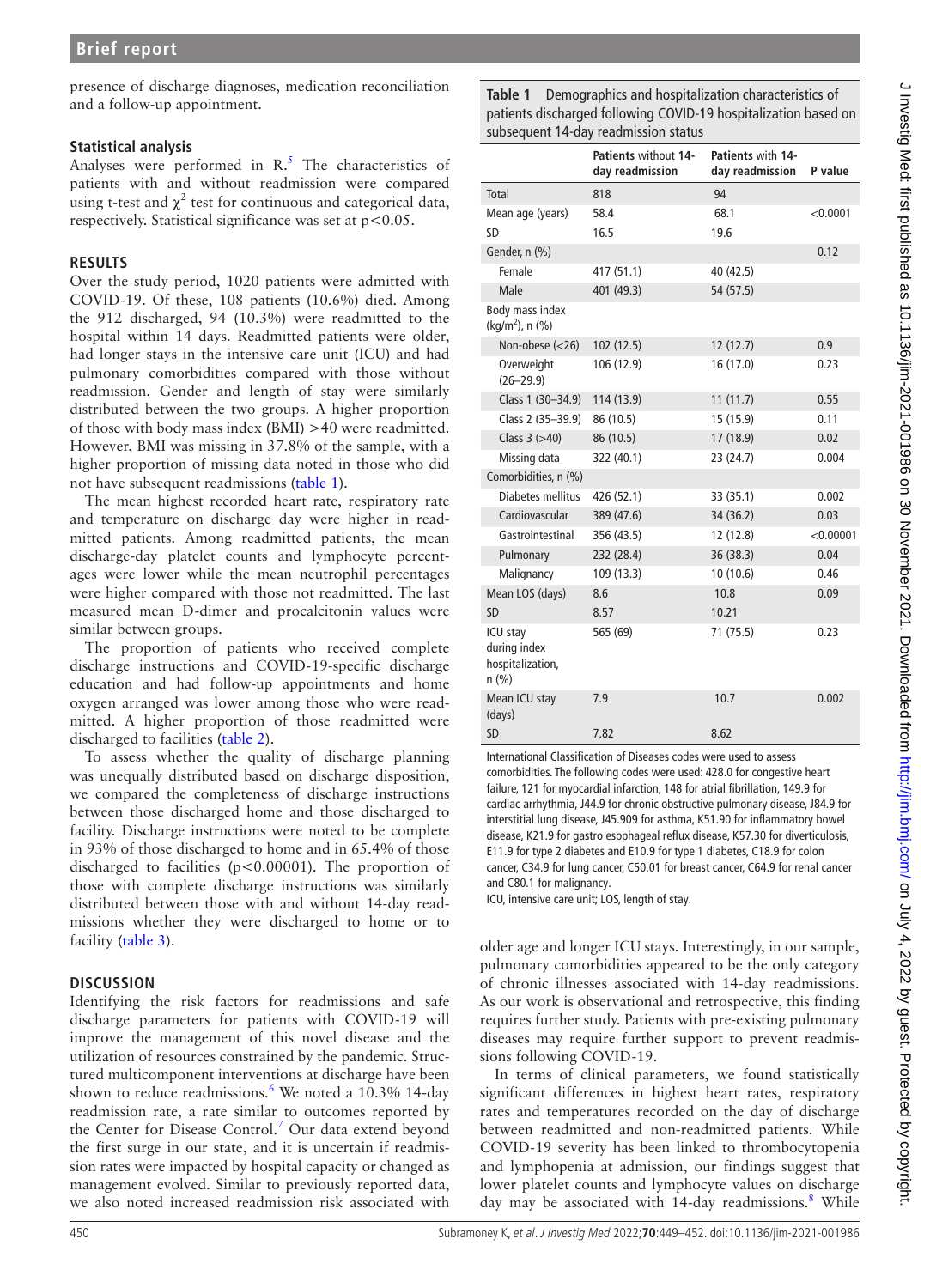presence of discharge diagnoses, medication reconciliation and a follow-up appointment.

### Statistical analysis

Analyses were performed in R.[5] The characteristics of patients with and without readmission were compared using t-test and $\chi^2$ test for continuous and categorical data, respectively. Statistical significance was set at $p<0.05$.

## RESULTS

Over the study period, 1020 patients were admitted with COVID-19. Of these, 108 patients (10.6%) died. Among the 912 discharged, 94 (10.3%) were readmitted to the hospital within 14 days. Readmitted patients were older, had longer stays in the intensive care unit (ICU) and had pulmonary comorbidities compared with those without readmission. Gender and length of stay were similarly distributed between the two groups. A higher proportion of those with body mass index (BMI) >40 were readmitted. However, BMI was missing in 37.8% of the sample, with a higher proportion of missing data noted in those who did not have subsequent readmissions (table 1).

The mean highest recorded heart rate, respiratory rate and temperature on discharge day were higher in readmitted patients. Among readmitted patients, the mean discharge-day platelet counts and lymphocyte percentages were lower while the mean neutrophil percentages were higher compared with those not readmitted. The last measured mean D-dimer and procalcitonin values were similar between groups.

The proportion of patients who received complete discharge instructions and COVID-19-specific discharge education and had follow-up appointments and home oxygen arranged was lower among those who were readmitted. A higher proportion of those readmitted were discharged to facilities (table 2).

To assess whether the quality of discharge planning was unequally distributed based on discharge disposition, we compared the completeness of discharge instructions between those discharged home and those discharged to facility. Discharge instructions were noted to be complete in 93% of those discharged to home and in 65.4% of those discharged to facilities ($p<0.00001$). The proportion of those with complete discharge instructions was similarly distributed between those with and without 14-day readmissions whether they were discharged to home or to facility (table 3).

## DISCUSSION

Identifying the risk factors for readmissions and safe discharge parameters for patients with COVID-19 will improve the management of this novel disease and the utilization of resources constrained by the pandemic. Structured multicomponent interventions at discharge have been shown to reduce readmissions.[6] We noted a 10.3% 14-day readmission rate, a rate similar to outcomes reported by the Center for Disease Control.[7] Our data extend beyond the first surge in our state, and it is uncertain if readmission rates were impacted by hospital capacity or changed as management evolved. Similar to previously reported data, we also noted increased readmission risk associated with older age and longer ICU stays. Interestingly, in our sample, pulmonary comorbidities appeared to be the only category of chronic illnesses associated with 14-day readmissions. As our work is observational and retrospective, this finding requires further study. Patients with pre-existing pulmonary diseases may require further support to prevent readmissions following COVID-19.

In terms of clinical parameters, we found statistically significant differences in highest heart rates, respiratory rates and temperatures recorded on the day of discharge between readmitted and non-readmitted patients. While COVID-19 severity has been linked to thrombocytopenia and lymphopenia at admission, our findings suggest that lower platelet counts and lymphocyte values on discharge day may be associated with 14-day readmissions.[8] While

**Table 1** Demographics and hospitalization characteristics of patients discharged following COVID-19 hospitalization based on subsequent 14-day readmission status

| | Patients without 14-day readmission | Patients with 14-day readmission | P value |
|---|---|---|---|
| Total | 818 | 94 | |
| Mean age (years) | 58.4 | 68.1 | <0.0001 |
| SD | 16.5 | 19.6 | |
| Gender, n (%) | | | 0.12 |
| Female | 417 (51.1) | 40 (42.5) | |
| Male | 401 (49.3) | 54 (57.5) | |
| Body mass index (kg/m²), n (%) | | | |
| Non-obese (<26) | 102 (12.5) | 12 (12.7) | 0.9 |
| Overweight (26–29.9) | 106 (12.9) | 16 (17.0) | 0.23 |
| Class 1 (30–34.9) | 114 (13.9) | 11 (11.7) | 0.55 |
| Class 2 (35–39.9) | 86 (10.5) | 15 (15.9) | 0.11 |
| Class 3 (>40) | 86 (10.5) | 17 (18.9) | 0.02 |
| Missing data | 322 (40.1) | 23 (24.7) | 0.004 |
| Comorbidities, n (%) | | | |
| Diabetes mellitus | 426 (52.1) | 33 (35.1) | 0.002 |
| Cardiovascular | 389 (47.6) | 34 (36.2) | 0.03 |
| Gastrointestinal | 356 (43.5) | 12 (12.8) | <0.00001 |
| Pulmonary | 232 (28.4) | 36 (38.3) | 0.04 |
| Malignancy | 109 (13.3) | 10 (10.6) | 0.46 |
| Mean LOS (days) | 8.6 | 10.8 | 0.09 |
| SD | 8.57 | 10.21 | |
| ICU stay during index hospitalization, n (%) | 565 (69) | 71 (75.5) | 0.23 |
| Mean ICU stay (days) | 7.9 | 10.7 | 0.002 |
| SD | 7.82 | 8.62 | |

International Classification of Diseases codes were used to assess comorbidities. The following codes were used: 428.0 for congestive heart failure, 121 for myocardial infarction, 148 for atrial fibrillation, 149.9 for cardiac arrhythmia, J44.9 for chronic obstructive pulmonary disease, J84.9 for interstitial lung disease, J45.909 for asthma, K51.90 for inflammatory bowel disease, K21.9 for gastro esophageal reflux disease, K57.30 for diverticulosis, E11.9 for type 2 diabetes and E10.9 for type 1 diabetes, C18.9 for colon cancer, C34.9 for lung cancer, C50.01 for breast cancer, C64.9 for renal cancer and C80.1 for malignancy.

ICU, intensive care unit; LOS, length of stay.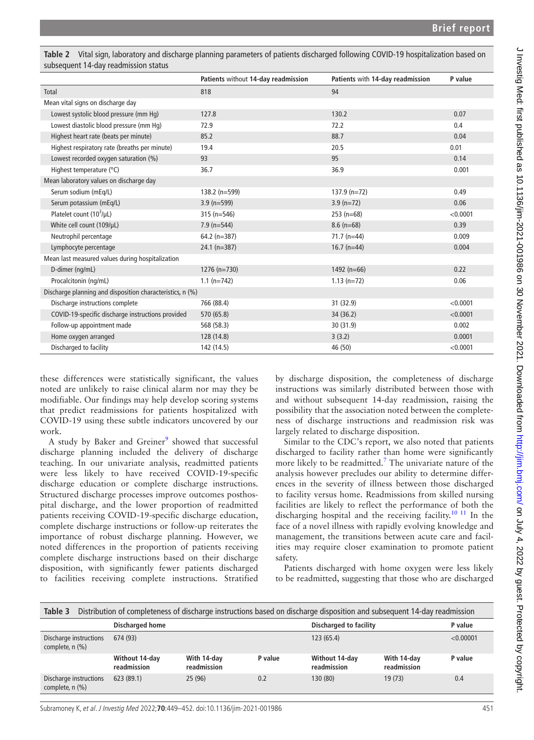Table 2 Vital sign, laboratory and discharge planning parameters of patients discharged following COVID-19 hospitalization based on subsequent 14-day readmission status

| | Patients without 14-day readmission | Patients with 14-day readmission | P value |
|---|---|---|---|
| Total | 818 | 94 | |
| Mean vital signs on discharge day | | | |
| Lowest systolic blood pressure (mm Hg) | 127.8 | 130.2 | 0.07 |
| Lowest diastolic blood pressure (mm Hg) | 72.9 | 72.2 | 0.4 |
| Highest heart rate (beats per minute) | 85.2 | 88.7 | 0.04 |
| Highest respiratory rate (breaths per minute) | 19.4 | 20.5 | 0.01 |
| Lowest recorded oxygen saturation (%) | 93 | 95 | 0.14 |
| Highest temperature (°C) | 36.7 | 36.9 | 0.001 |
| Mean laboratory values on discharge day | | | |
| Serum sodium (mEq/L) | 138.2 (n=599) | 137.9 (n=72) | 0.49 |
| Serum potassium (mEq/L) | 3.9 (n=599) | 3.9 (n=72) | 0.06 |
| Platelet count ($10^3$/μL) | 315 (n=546) | 253 (n=68) | <0.0001 |
| White cell count (109/μL) | 7.9 (n=544) | 8.6 (n=68) | 0.39 |
| Neutrophil percentage | 64.2 (n=387) | 71.7 (n=44) | 0.009 |
| Lymphocyte percentage | 24.1 (n=387) | 16.7 (n=44) | 0.004 |
| Mean last measured values during hospitalization | | | |
| D-dimer (ng/mL) | 1276 (n=730) | 1492 (n=66) | 0.22 |
| Procalcitonin (ng/mL) | 1.1 (n=742) | 1.13 (n=72) | 0.06 |
| Discharge planning and disposition characteristics, n (%) | | | |
| Discharge instructions complete | 766 (88.4) | 31 (32.9) | <0.0001 |
| COVID-19-specific discharge instructions provided | 570 (65.8) | 34 (36.2) | <0.0001 |
| Follow-up appointment made | 568 (58.3) | 30 (31.9) | 0.002 |
| Home oxygen arranged | 128 (14.8) | 3 (3.2) | 0.0001 |
| Discharged to facility | 142 (14.5) | 46 (50) | <0.0001 |

these differences were statistically significant, the values noted are unlikely to raise clinical alarm nor may they be modifiable. Our findings may help develop scoring systems that predict readmissions for patients hospitalized with COVID-19 using these subtle indicators uncovered by our work.

A study by Baker and Greiner[9] showed that successful discharge planning included the delivery of discharge teaching. In our univariate analysis, readmitted patients were less likely to have received COVID-19-specific discharge education or complete discharge instructions. Structured discharge processes improve outcomes posthospital discharge, and the lower proportion of readmitted patients receiving COVID-19-specific discharge education, complete discharge instructions or follow-up reiterates the importance of robust discharge planning. However, we noted differences in the proportion of patients receiving complete discharge instructions based on their discharge disposition, with significantly fewer patients discharged to facilities receiving complete instructions. Stratified by discharge disposition, the completeness of discharge instructions was similarly distributed between those with and without subsequent 14-day readmission, raising the possibility that the association noted between the completeness of discharge instructions and readmission risk was largely related to discharge disposition.

Similar to the CDC's report, we also noted that patients discharged to facility rather than home were significantly more likely to be readmitted.[7] The univariate nature of the analysis however precludes our ability to determine differences in the severity of illness between those discharged to facility versus home. Readmissions from skilled nursing facilities are likely to reflect the performance of both the discharging hospital and the receiving facility.[10 11] In the face of a novel illness with rapidly evolving knowledge and management, the transitions between acute care and facilities may require closer examination to promote patient safety.

Patients discharged with home oxygen were less likely to be readmitted, suggesting that those who are discharged

Table 3 Distribution of completeness of discharge instructions based on discharge disposition and subsequent 14-day readmission

| | Discharged home | | | Discharged to facility | | P value |
|---|---|---|---|---|---|---|
| Discharge instructions complete, n (%) | 674 (93) | | | 123 (65.4) | | <0.00001 |
| | Without 14-day readmission | With 14-day readmission | P value | Without 14-day readmission | With 14-day readmission | P value |
| Discharge instructions complete, n (%) | 623 (89.1) | 25 (96) | 0.2 | 130 (80) | 19 (73) | 0.4 |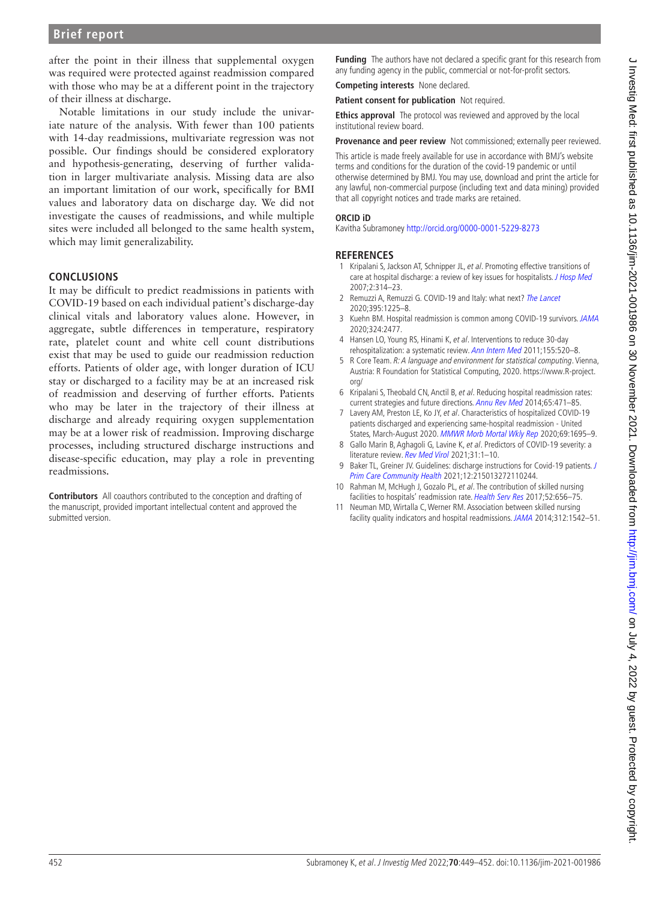after the point in their illness that supplemental oxygen was required were protected against readmission compared with those who may be at a different point in the trajectory of their illness at discharge.

Notable limitations in our study include the univariate nature of the analysis. With fewer than 100 patients with 14-day readmissions, multivariate regression was not possible. Our findings should be considered exploratory and hypothesis-generating, deserving of further validation in larger multivariate analysis. Missing data are also an important limitation of our work, specifically for BMI values and laboratory data on discharge day. We did not investigate the causes of readmissions, and while multiple sites were included all belonged to the same health system, which may limit generalizability.

## CONCLUSIONS

It may be difficult to predict readmissions in patients with COVID-19 based on each individual patient's discharge-day clinical vitals and laboratory values alone. However, in aggregate, subtle differences in temperature, respiratory rate, platelet count and white cell count distributions exist that may be used to guide our readmission reduction efforts. Patients of older age, with longer duration of ICU stay or discharged to a facility may be at an increased risk of readmission and deserving of further efforts. Patients who may be later in the trajectory of their illness at discharge and already requiring oxygen supplementation may be at a lower risk of readmission. Improving discharge processes, including structured discharge instructions and disease-specific education, may play a role in preventing readmissions.

**Contributors** All coauthors contributed to the conception and drafting of the manuscript, provided important intellectual content and approved the submitted version.

**Funding** The authors have not declared a specific grant for this research from any funding agency in the public, commercial or not-for-profit sectors.

**Competing interests** None declared.

**Patient consent for publication** Not required.

**Ethics approval** The protocol was reviewed and approved by the local institutional review board.

**Provenance and peer review** Not commissioned; externally peer reviewed.

This article is made freely available for use in accordance with BMJ's website terms and conditions for the duration of the covid-19 pandemic or until otherwise determined by BMJ. You may use, download and print the article for any lawful, non-commercial purpose (including text and data mining) provided that all copyright notices and trade marks are retained.

### ORCID iD

Kavitha Subramoney http://orcid.org/0000-0001-5229-8273

## REFERENCES

1. Kripalani S, Jackson AT, Schnipper JL, *et al*. Promoting effective transitions of care at hospital discharge: a review of key issues for hospitalists. *J Hosp Med* 2007;2:314–23.
2. Remuzzi A, Remuzzi G. COVID-19 and Italy: what next? *The Lancet* 2020;395:1225–8.
3. Kuehn BM. Hospital readmission is common among COVID-19 survivors. *JAMA* 2020;324:2477.
4. Hansen LO, Young RS, Hinami K, *et al*. Interventions to reduce 30-day rehospitalization: a systematic review. *Ann Intern Med* 2011;155:520–8.
5. R Core Team. *R: A language and environment for statistical computing*. Vienna, Austria: R Foundation for Statistical Computing, 2020. https://www.R-project.org/
6. Kripalani S, Theobald CN, Anctil B, *et al*. Reducing hospital readmission rates: current strategies and future directions. *Annu Rev Med* 2014;65:471–85.
7. Lavery AM, Preston LE, Ko JY, *et al*. Characteristics of hospitalized COVID-19 patients discharged and experiencing same-hospital readmission - United States, March-August 2020. *MMWR Morb Mortal Wkly Rep* 2020;69:1695–9.
8. Gallo Marin B, Aghagoli G, Lavine K, *et al*. Predictors of COVID-19 severity: a literature review. *Rev Med Virol* 2021;31:1–10.
9. Baker TL, Greiner JV. Guidelines: discharge instructions for Covid-19 patients. *J Prim Care Community Health* 2021;12:215013272110244.
10. Rahman M, McHugh J, Gozalo PL, *et al*. The contribution of skilled nursing facilities to hospitals' readmission rate. *Health Serv Res* 2017;52:656–75.
11. Neuman MD, Wirtalla C, Werner RM. Association between skilled nursing facility quality indicators and hospital readmissions. *JAMA* 2014;312:1542–51.